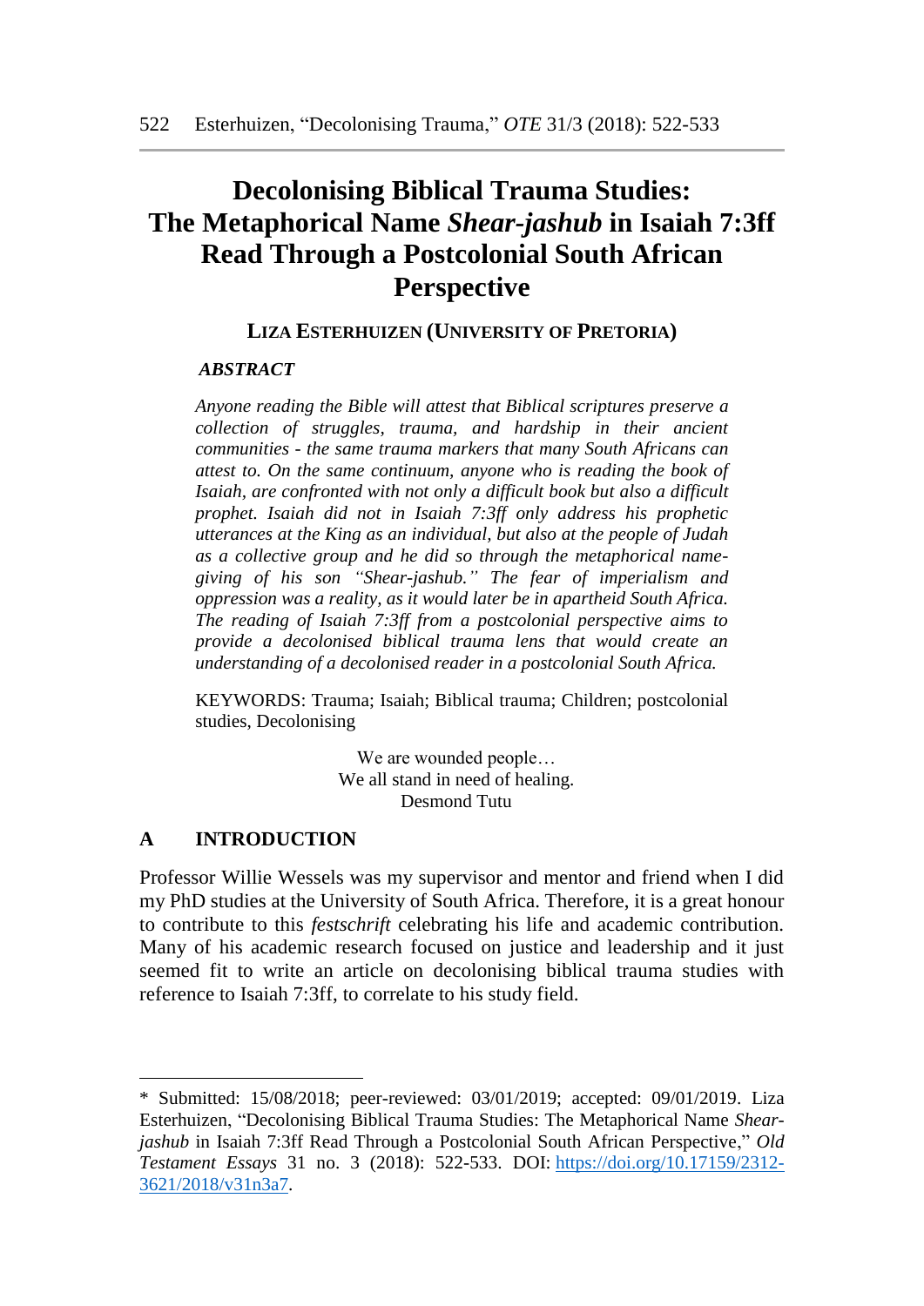# Decolonising Biblical Trauma Studies: The Metaphorical Name *Shear-jashub* in Isaiah 7:3ff Read Through a Postcolonial South African Perspective

**LIZA ESTERHUIZEN (UNIVERSITY OF PRETORIA)**

***ABSTRACT***

*Anyone reading the Bible will attest that Biblical scriptures preserve a collection of struggles, trauma, and hardship in their ancient communities - the same trauma markers that many South Africans can attest to. On the same continuum, anyone who is reading the book of Isaiah, are confronted with not only a difficult book but also a difficult prophet. Isaiah did not in Isaiah 7:3ff only address his prophetic utterances at the King as an individual, but also at the people of Judah as a collective group and he did so through the metaphorical name-giving of his son "Shear-jashub." The fear of imperialism and oppression was a reality, as it would later be in apartheid South Africa. The reading of Isaiah 7:3ff from a postcolonial perspective aims to provide a decolonised biblical trauma lens that would create an understanding of a decolonised reader in a postcolonial South Africa.*

KEYWORDS: Trauma; Isaiah; Biblical trauma; Children; postcolonial studies, Decolonising

> We are wounded people…
> We all stand in need of healing.
> Desmond Tutu

## A INTRODUCTION

Professor Willie Wessels was my supervisor and mentor and friend when I did my PhD studies at the University of South Africa. Therefore, it is a great honour to contribute to this *festschrift* celebrating his life and academic contribution. Many of his academic research focused on justice and leadership and it just seemed fit to write an article on decolonising biblical trauma studies with reference to Isaiah 7:3ff, to correlate to his study field.

---

\* Submitted: 15/08/2018; peer-reviewed: 03/01/2019; accepted: 09/01/2019. Liza Esterhuizen, "Decolonising Biblical Trauma Studies: The Metaphorical Name *Shear-jashub* in Isaiah 7:3ff Read Through a Postcolonial South African Perspective," *Old Testament Essays* 31 no. 3 (2018): 522-533. DOI: https://doi.org/10.17159/2312-3621/2018/v31n3a7.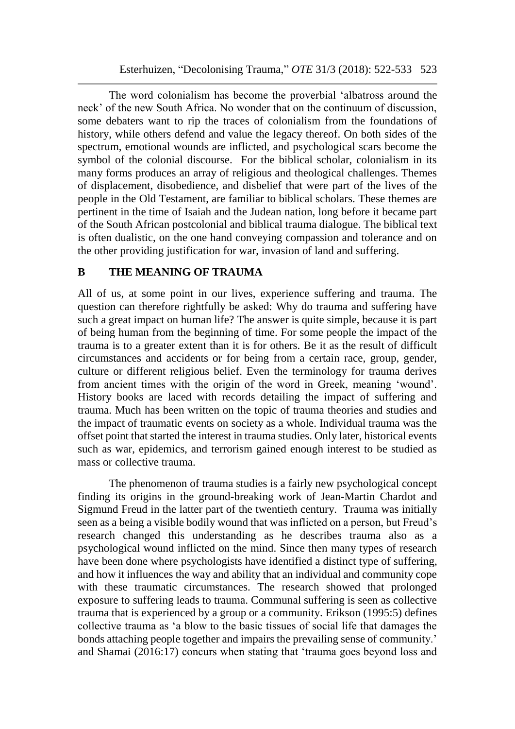The word colonialism has become the proverbial 'albatross around the neck' of the new South Africa. No wonder that on the continuum of discussion, some debaters want to rip the traces of colonialism from the foundations of history, while others defend and value the legacy thereof. On both sides of the spectrum, emotional wounds are inflicted, and psychological scars become the symbol of the colonial discourse. For the biblical scholar, colonialism in its many forms produces an array of religious and theological challenges. Themes of displacement, disobedience, and disbelief that were part of the lives of the people in the Old Testament, are familiar to biblical scholars. These themes are pertinent in the time of Isaiah and the Judean nation, long before it became part of the South African postcolonial and biblical trauma dialogue. The biblical text is often dualistic, on the one hand conveying compassion and tolerance and on the other providing justification for war, invasion of land and suffering.

## B THE MEANING OF TRAUMA

All of us, at some point in our lives, experience suffering and trauma. The question can therefore rightfully be asked: Why do trauma and suffering have such a great impact on human life? The answer is quite simple, because it is part of being human from the beginning of time. For some people the impact of the trauma is to a greater extent than it is for others. Be it as the result of difficult circumstances and accidents or for being from a certain race, group, gender, culture or different religious belief. Even the terminology for trauma derives from ancient times with the origin of the word in Greek, meaning 'wound'. History books are laced with records detailing the impact of suffering and trauma. Much has been written on the topic of trauma theories and studies and the impact of traumatic events on society as a whole. Individual trauma was the offset point that started the interest in trauma studies. Only later, historical events such as war, epidemics, and terrorism gained enough interest to be studied as mass or collective trauma.

The phenomenon of trauma studies is a fairly new psychological concept finding its origins in the ground-breaking work of Jean-Martin Chardot and Sigmund Freud in the latter part of the twentieth century. Trauma was initially seen as a being a visible bodily wound that was inflicted on a person, but Freud's research changed this understanding as he describes trauma also as a psychological wound inflicted on the mind. Since then many types of research have been done where psychologists have identified a distinct type of suffering, and how it influences the way and ability that an individual and community cope with these traumatic circumstances. The research showed that prolonged exposure to suffering leads to trauma. Communal suffering is seen as collective trauma that is experienced by a group or a community. Erikson (1995:5) defines collective trauma as 'a blow to the basic tissues of social life that damages the bonds attaching people together and impairs the prevailing sense of community.' and Shamai (2016:17) concurs when stating that 'trauma goes beyond loss and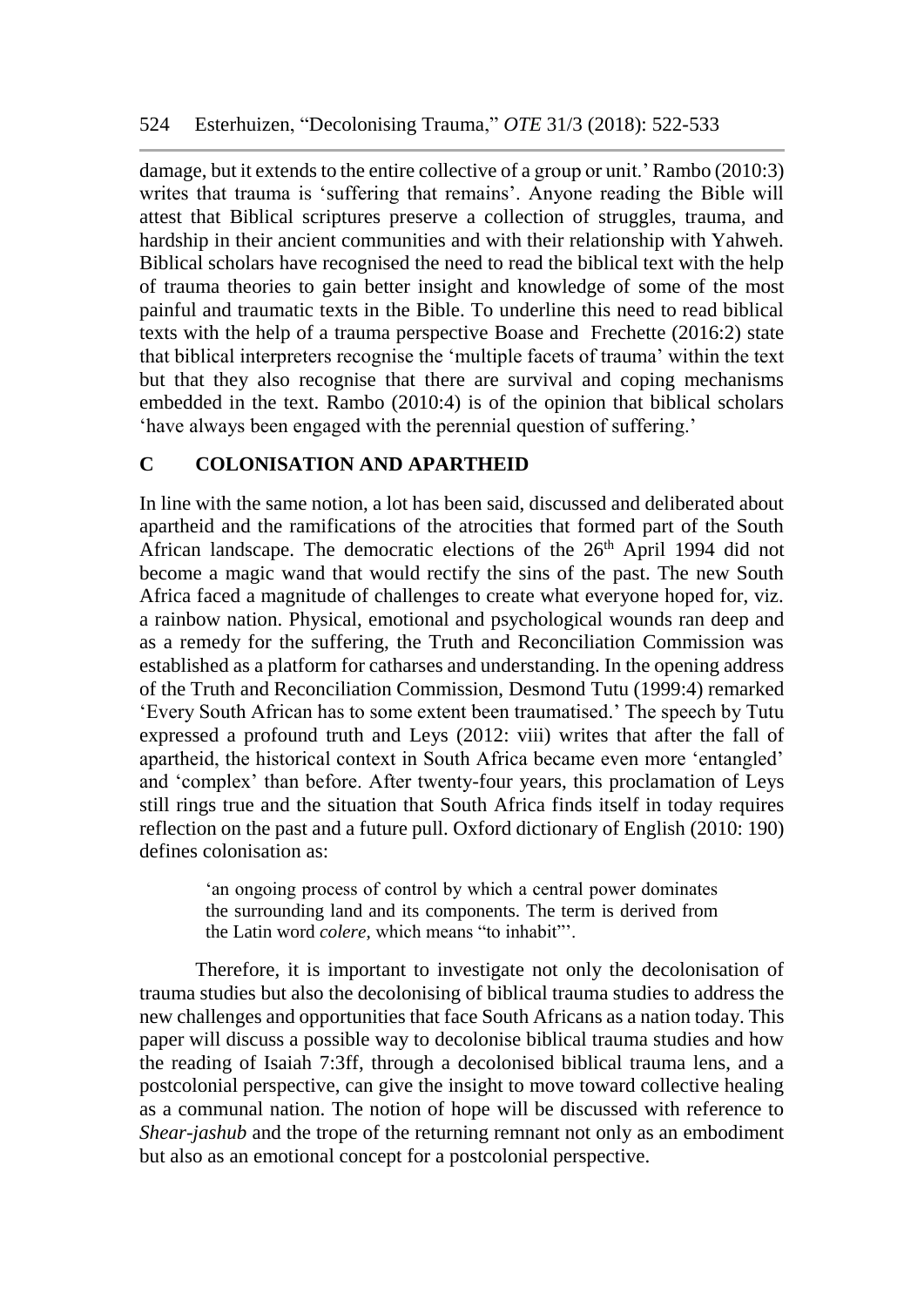damage, but it extends to the entire collective of a group or unit.' Rambo (2010:3) writes that trauma is 'suffering that remains'. Anyone reading the Bible will attest that Biblical scriptures preserve a collection of struggles, trauma, and hardship in their ancient communities and with their relationship with Yahweh. Biblical scholars have recognised the need to read the biblical text with the help of trauma theories to gain better insight and knowledge of some of the most painful and traumatic texts in the Bible. To underline this need to read biblical texts with the help of a trauma perspective Boase and Frechette (2016:2) state that biblical interpreters recognise the 'multiple facets of trauma' within the text but that they also recognise that there are survival and coping mechanisms embedded in the text. Rambo (2010:4) is of the opinion that biblical scholars 'have always been engaged with the perennial question of suffering.'

## C COLONISATION AND APARTHEID

In line with the same notion, a lot has been said, discussed and deliberated about apartheid and the ramifications of the atrocities that formed part of the South African landscape. The democratic elections of the 26th April 1994 did not become a magic wand that would rectify the sins of the past. The new South Africa faced a magnitude of challenges to create what everyone hoped for, viz. a rainbow nation. Physical, emotional and psychological wounds ran deep and as a remedy for the suffering, the Truth and Reconciliation Commission was established as a platform for catharses and understanding. In the opening address of the Truth and Reconciliation Commission, Desmond Tutu (1999:4) remarked 'Every South African has to some extent been traumatised.' The speech by Tutu expressed a profound truth and Leys (2012: viii) writes that after the fall of apartheid, the historical context in South Africa became even more 'entangled' and 'complex' than before. After twenty-four years, this proclamation of Leys still rings true and the situation that South Africa finds itself in today requires reflection on the past and a future pull. Oxford dictionary of English (2010: 190) defines colonisation as:

> 'an ongoing process of control by which a central power dominates the surrounding land and its components. The term is derived from the Latin word *colere,* which means "to inhabit"'.

Therefore, it is important to investigate not only the decolonisation of trauma studies but also the decolonising of biblical trauma studies to address the new challenges and opportunities that face South Africans as a nation today. This paper will discuss a possible way to decolonise biblical trauma studies and how the reading of Isaiah 7:3ff, through a decolonised biblical trauma lens, and a postcolonial perspective, can give the insight to move toward collective healing as a communal nation. The notion of hope will be discussed with reference to *Shear-jashub* and the trope of the returning remnant not only as an embodiment but also as an emotional concept for a postcolonial perspective.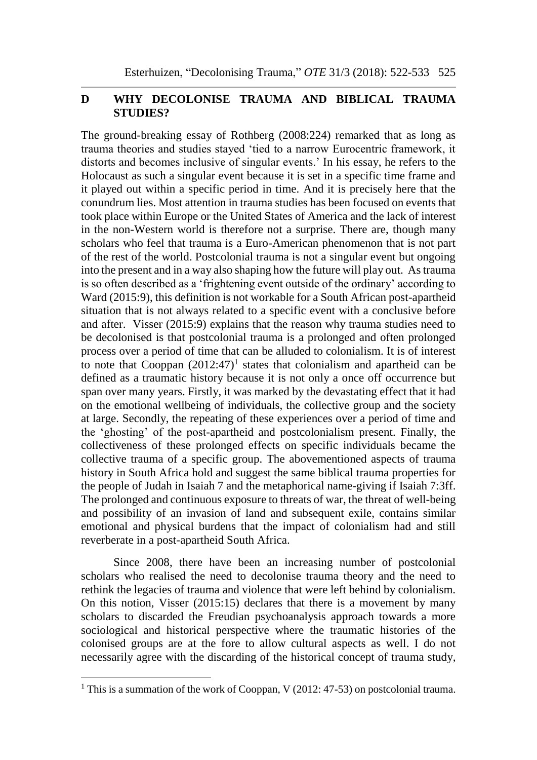## D WHY DECOLONISE TRAUMA AND BIBLICAL TRAUMA STUDIES?

The ground-breaking essay of Rothberg (2008:224) remarked that as long as trauma theories and studies stayed 'tied to a narrow Eurocentric framework, it distorts and becomes inclusive of singular events.' In his essay, he refers to the Holocaust as such a singular event because it is set in a specific time frame and it played out within a specific period in time. And it is precisely here that the conundrum lies. Most attention in trauma studies has been focused on events that took place within Europe or the United States of America and the lack of interest in the non-Western world is therefore not a surprise. There are, though many scholars who feel that trauma is a Euro-American phenomenon that is not part of the rest of the world. Postcolonial trauma is not a singular event but ongoing into the present and in a way also shaping how the future will play out. As trauma is so often described as a 'frightening event outside of the ordinary' according to Ward (2015:9), this definition is not workable for a South African post-apartheid situation that is not always related to a specific event with a conclusive before and after. Visser (2015:9) explains that the reason why trauma studies need to be decolonised is that postcolonial trauma is a prolonged and often prolonged process over a period of time that can be alluded to colonialism. It is of interest to note that Cooppan (2012:47)[1] states that colonialism and apartheid can be defined as a traumatic history because it is not only a once off occurrence but span over many years. Firstly, it was marked by the devastating effect that it had on the emotional wellbeing of individuals, the collective group and the society at large. Secondly, the repeating of these experiences over a period of time and the 'ghosting' of the post-apartheid and postcolonialism present. Finally, the collectiveness of these prolonged effects on specific individuals became the collective trauma of a specific group. The abovementioned aspects of trauma history in South Africa hold and suggest the same biblical trauma properties for the people of Judah in Isaiah 7 and the metaphorical name-giving if Isaiah 7:3ff. The prolonged and continuous exposure to threats of war, the threat of well-being and possibility of an invasion of land and subsequent exile, contains similar emotional and physical burdens that the impact of colonialism had and still reverberate in a post-apartheid South Africa.

Since 2008, there have been an increasing number of postcolonial scholars who realised the need to decolonise trauma theory and the need to rethink the legacies of trauma and violence that were left behind by colonialism. On this notion, Visser (2015:15) declares that there is a movement by many scholars to discarded the Freudian psychoanalysis approach towards a more sociological and historical perspective where the traumatic histories of the colonised groups are at the fore to allow cultural aspects as well. I do not necessarily agree with the discarding of the historical concept of trauma study,

---

[1] This is a summation of the work of Cooppan, V (2012: 47-53) on postcolonial trauma.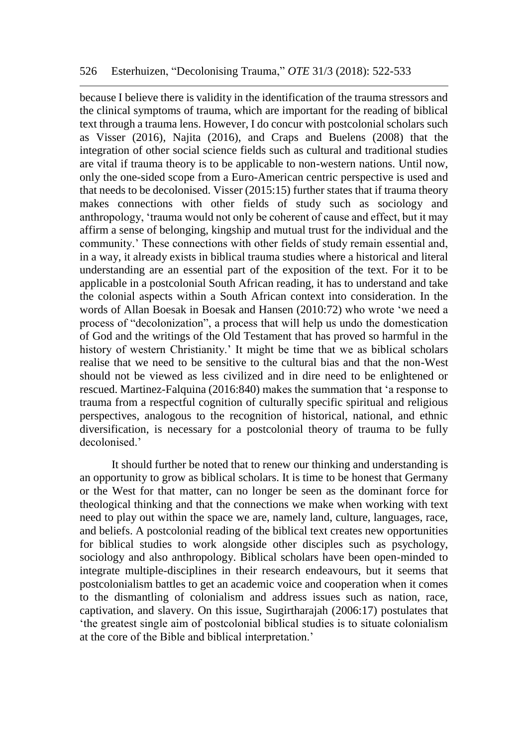because I believe there is validity in the identification of the trauma stressors and the clinical symptoms of trauma, which are important for the reading of biblical text through a trauma lens. However, I do concur with postcolonial scholars such as Visser (2016), Najita (2016), and Craps and Buelens (2008) that the integration of other social science fields such as cultural and traditional studies are vital if trauma theory is to be applicable to non-western nations. Until now, only the one-sided scope from a Euro-American centric perspective is used and that needs to be decolonised. Visser (2015:15) further states that if trauma theory makes connections with other fields of study such as sociology and anthropology, 'trauma would not only be coherent of cause and effect, but it may affirm a sense of belonging, kingship and mutual trust for the individual and the community.' These connections with other fields of study remain essential and, in a way, it already exists in biblical trauma studies where a historical and literal understanding are an essential part of the exposition of the text. For it to be applicable in a postcolonial South African reading, it has to understand and take the colonial aspects within a South African context into consideration. In the words of Allan Boesak in Boesak and Hansen (2010:72) who wrote 'we need a process of "decolonization", a process that will help us undo the domestication of God and the writings of the Old Testament that has proved so harmful in the history of western Christianity.' It might be time that we as biblical scholars realise that we need to be sensitive to the cultural bias and that the non-West should not be viewed as less civilized and in dire need to be enlightened or rescued. Martinez-Falquina (2016:840) makes the summation that 'a response to trauma from a respectful cognition of culturally specific spiritual and religious perspectives, analogous to the recognition of historical, national, and ethnic diversification, is necessary for a postcolonial theory of trauma to be fully decolonised.'

It should further be noted that to renew our thinking and understanding is an opportunity to grow as biblical scholars. It is time to be honest that Germany or the West for that matter, can no longer be seen as the dominant force for theological thinking and that the connections we make when working with text need to play out within the space we are, namely land, culture, languages, race, and beliefs. A postcolonial reading of the biblical text creates new opportunities for biblical studies to work alongside other disciples such as psychology, sociology and also anthropology. Biblical scholars have been open-minded to integrate multiple-disciplines in their research endeavours, but it seems that postcolonialism battles to get an academic voice and cooperation when it comes to the dismantling of colonialism and address issues such as nation, race, captivation, and slavery. On this issue, Sugirtharajah (2006:17) postulates that 'the greatest single aim of postcolonial biblical studies is to situate colonialism at the core of the Bible and biblical interpretation.'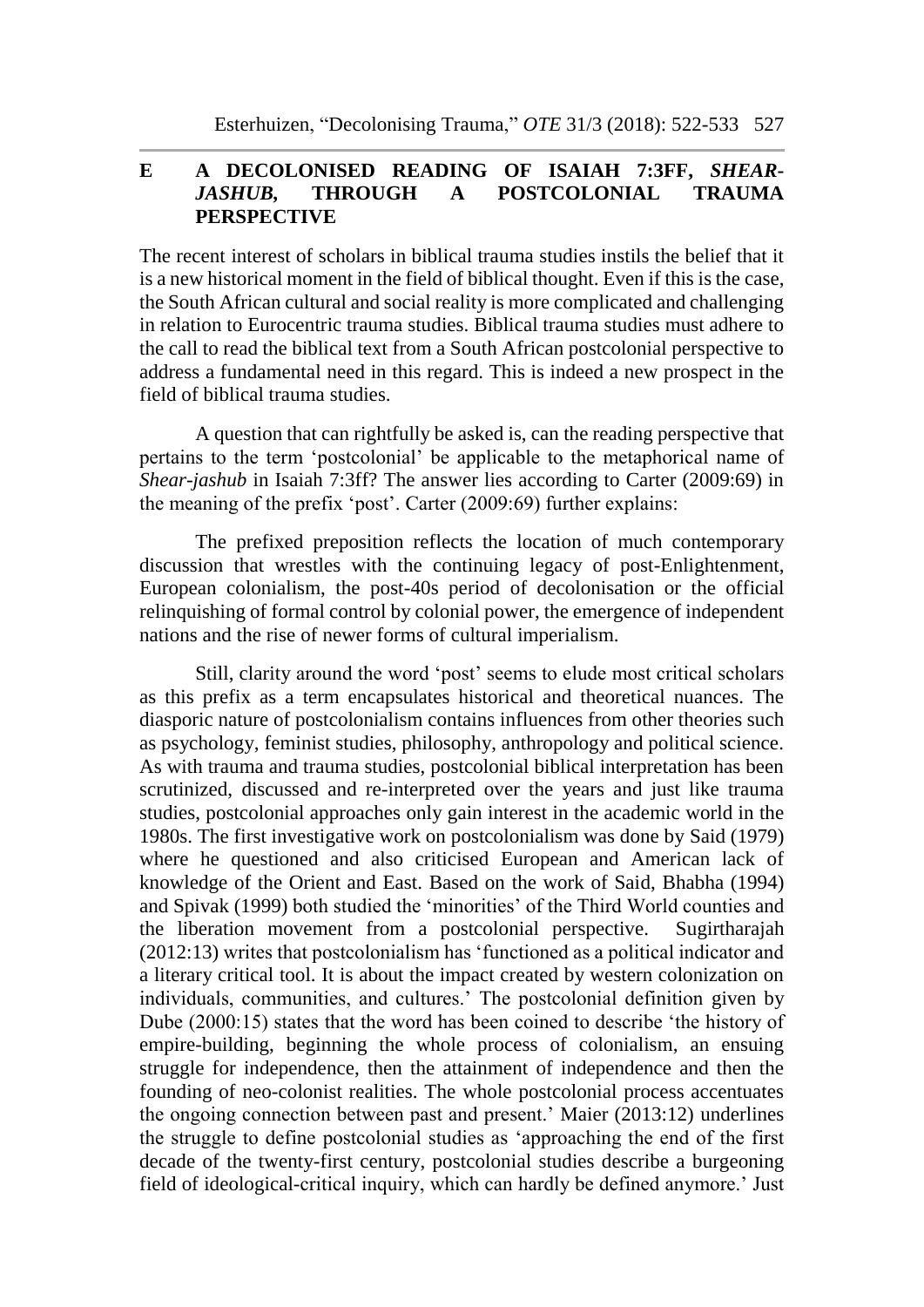## E A DECOLONISED READING OF ISAIAH 7:3FF, *SHEAR-JASHUB,* THROUGH A POSTCOLONIAL TRAUMA PERSPECTIVE

The recent interest of scholars in biblical trauma studies instils the belief that it is a new historical moment in the field of biblical thought. Even if this is the case, the South African cultural and social reality is more complicated and challenging in relation to Eurocentric trauma studies. Biblical trauma studies must adhere to the call to read the biblical text from a South African postcolonial perspective to address a fundamental need in this regard. This is indeed a new prospect in the field of biblical trauma studies.

A question that can rightfully be asked is, can the reading perspective that pertains to the term 'postcolonial' be applicable to the metaphorical name of *Shear-jashub* in Isaiah 7:3ff? The answer lies according to Carter (2009:69) in the meaning of the prefix 'post'. Carter (2009:69) further explains:

> The prefixed preposition reflects the location of much contemporary discussion that wrestles with the continuing legacy of post-Enlightenment, European colonialism, the post-40s period of decolonisation or the official relinquishing of formal control by colonial power, the emergence of independent nations and the rise of newer forms of cultural imperialism.

Still, clarity around the word 'post' seems to elude most critical scholars as this prefix as a term encapsulates historical and theoretical nuances. The diasporic nature of postcolonialism contains influences from other theories such as psychology, feminist studies, philosophy, anthropology and political science. As with trauma and trauma studies, postcolonial biblical interpretation has been scrutinized, discussed and re-interpreted over the years and just like trauma studies, postcolonial approaches only gain interest in the academic world in the 1980s. The first investigative work on postcolonialism was done by Said (1979) where he questioned and also criticised European and American lack of knowledge of the Orient and East. Based on the work of Said, Bhabha (1994) and Spivak (1999) both studied the 'minorities' of the Third World counties and the liberation movement from a postcolonial perspective. Sugirtharajah (2012:13) writes that postcolonialism has 'functioned as a political indicator and a literary critical tool. It is about the impact created by western colonization on individuals, communities, and cultures.' The postcolonial definition given by Dube (2000:15) states that the word has been coined to describe 'the history of empire-building, beginning the whole process of colonialism, an ensuing struggle for independence, then the attainment of independence and then the founding of neo-colonist realities. The whole postcolonial process accentuates the ongoing connection between past and present.' Maier (2013:12) underlines the struggle to define postcolonial studies as 'approaching the end of the first decade of the twenty-first century, postcolonial studies describe a burgeoning field of ideological-critical inquiry, which can hardly be defined anymore.' Just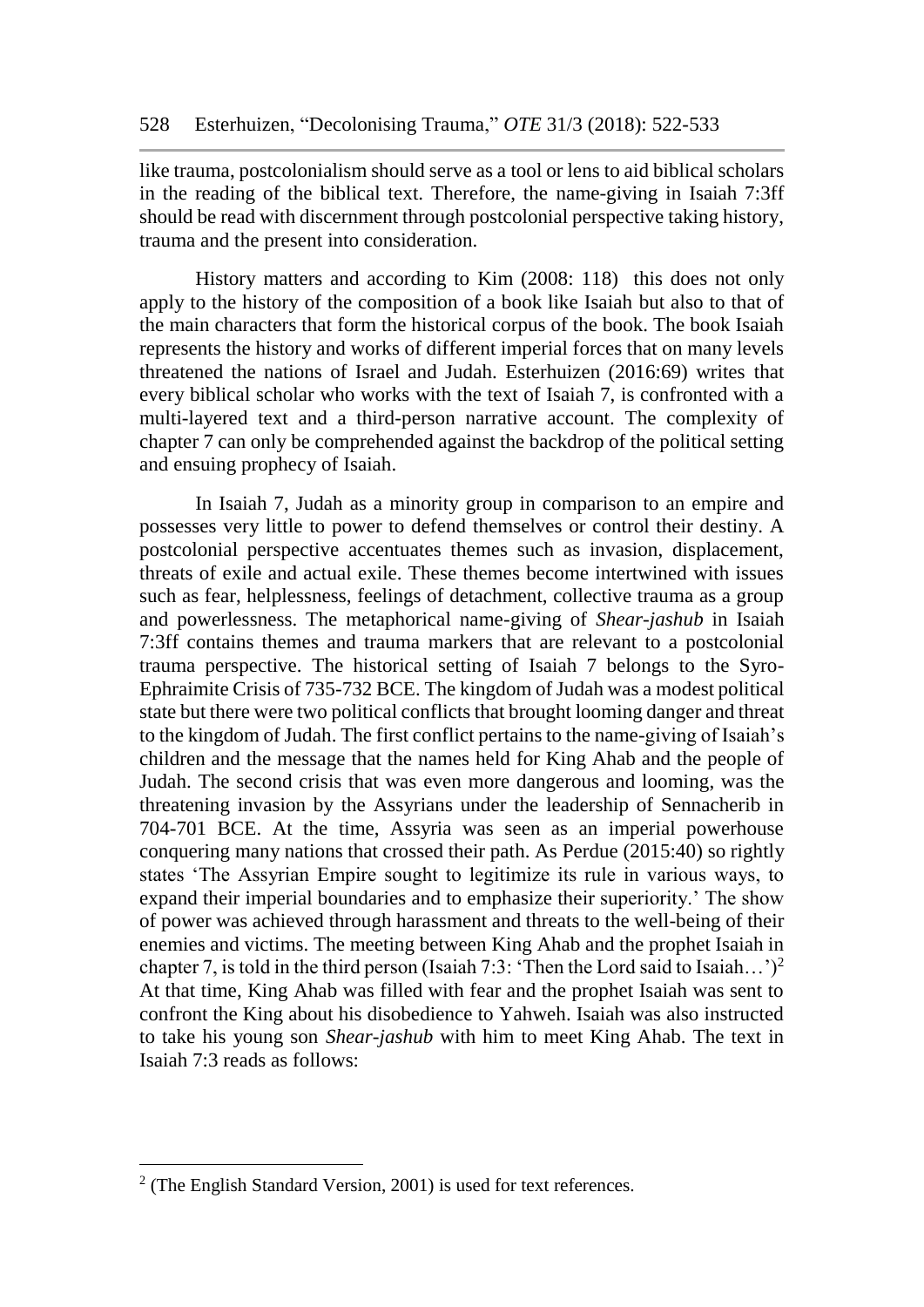like trauma, postcolonialism should serve as a tool or lens to aid biblical scholars in the reading of the biblical text. Therefore, the name-giving in Isaiah 7:3ff should be read with discernment through postcolonial perspective taking history, trauma and the present into consideration.

History matters and according to Kim (2008: 118) this does not only apply to the history of the composition of a book like Isaiah but also to that of the main characters that form the historical corpus of the book. The book Isaiah represents the history and works of different imperial forces that on many levels threatened the nations of Israel and Judah. Esterhuizen (2016:69) writes that every biblical scholar who works with the text of Isaiah 7, is confronted with a multi-layered text and a third-person narrative account. The complexity of chapter 7 can only be comprehended against the backdrop of the political setting and ensuing prophecy of Isaiah.

In Isaiah 7, Judah as a minority group in comparison to an empire and possesses very little to power to defend themselves or control their destiny. A postcolonial perspective accentuates themes such as invasion, displacement, threats of exile and actual exile. These themes become intertwined with issues such as fear, helplessness, feelings of detachment, collective trauma as a group and powerlessness. The metaphorical name-giving of *Shear-jashub* in Isaiah 7:3ff contains themes and trauma markers that are relevant to a postcolonial trauma perspective. The historical setting of Isaiah 7 belongs to the Syro-Ephraimite Crisis of 735-732 BCE. The kingdom of Judah was a modest political state but there were two political conflicts that brought looming danger and threat to the kingdom of Judah. The first conflict pertains to the name-giving of Isaiah's children and the message that the names held for King Ahab and the people of Judah. The second crisis that was even more dangerous and looming, was the threatening invasion by the Assyrians under the leadership of Sennacherib in 704-701 BCE. At the time, Assyria was seen as an imperial powerhouse conquering many nations that crossed their path. As Perdue (2015:40) so rightly states 'The Assyrian Empire sought to legitimize its rule in various ways, to expand their imperial boundaries and to emphasize their superiority.' The show of power was achieved through harassment and threats to the well-being of their enemies and victims. The meeting between King Ahab and the prophet Isaiah in chapter 7, is told in the third person (Isaiah 7:3: 'Then the Lord said to Isaiah…')[2] At that time, King Ahab was filled with fear and the prophet Isaiah was sent to confront the King about his disobedience to Yahweh. Isaiah was also instructed to take his young son *Shear-jashub* with him to meet King Ahab. The text in Isaiah 7:3 reads as follows:

---

[2] (The English Standard Version, 2001) is used for text references.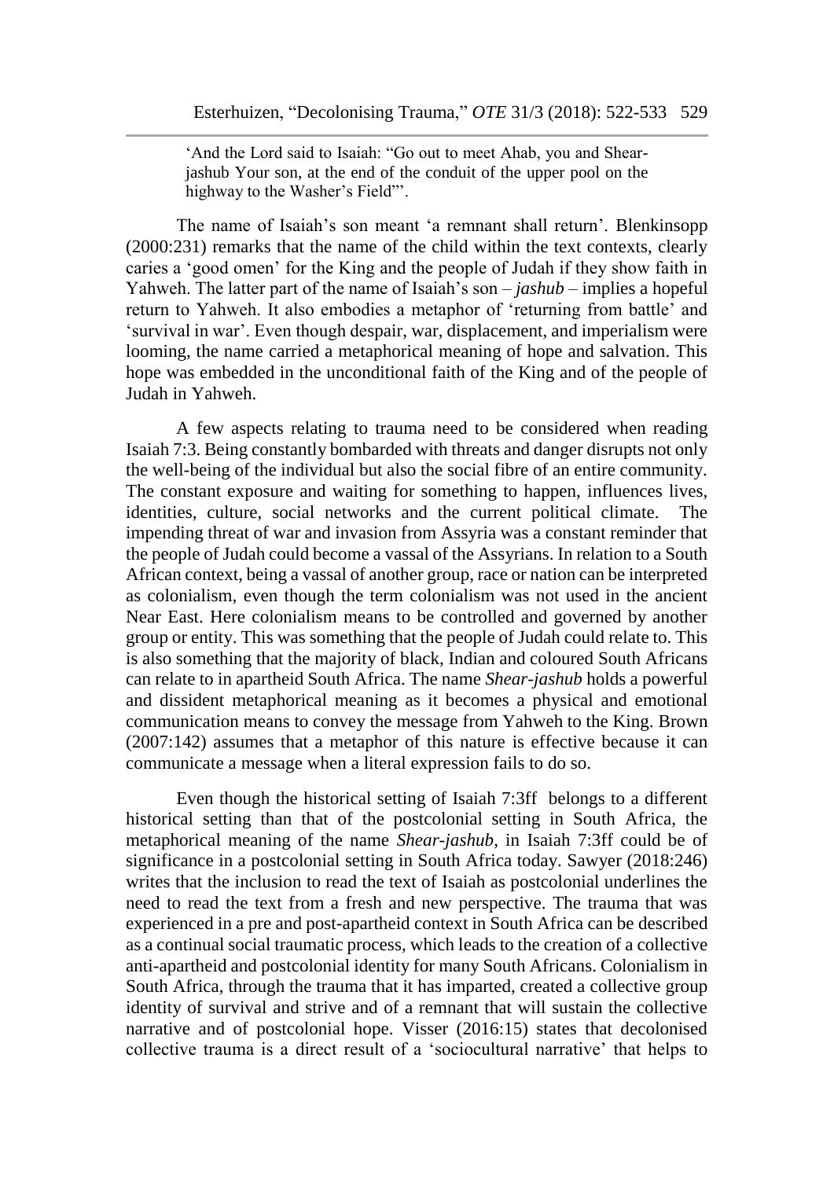'And the Lord said to Isaiah: "Go out to meet Ahab, you and Shear-jashub Your son, at the end of the conduit of the upper pool on the highway to the Washer's Field"'.

The name of Isaiah's son meant 'a remnant shall return'. Blenkinsopp (2000:231) remarks that the name of the child within the text contexts, clearly caries a 'good omen' for the King and the people of Judah if they show faith in Yahweh. The latter part of the name of Isaiah's son – *jashub* – implies a hopeful return to Yahweh. It also embodies a metaphor of 'returning from battle' and 'survival in war'. Even though despair, war, displacement, and imperialism were looming, the name carried a metaphorical meaning of hope and salvation. This hope was embedded in the unconditional faith of the King and of the people of Judah in Yahweh.

A few aspects relating to trauma need to be considered when reading Isaiah 7:3. Being constantly bombarded with threats and danger disrupts not only the well-being of the individual but also the social fibre of an entire community. The constant exposure and waiting for something to happen, influences lives, identities, culture, social networks and the current political climate. The impending threat of war and invasion from Assyria was a constant reminder that the people of Judah could become a vassal of the Assyrians. In relation to a South African context, being a vassal of another group, race or nation can be interpreted as colonialism, even though the term colonialism was not used in the ancient Near East. Here colonialism means to be controlled and governed by another group or entity. This was something that the people of Judah could relate to. This is also something that the majority of black, Indian and coloured South Africans can relate to in apartheid South Africa. The name *Shear-jashub* holds a powerful and dissident metaphorical meaning as it becomes a physical and emotional communication means to convey the message from Yahweh to the King. Brown (2007:142) assumes that a metaphor of this nature is effective because it can communicate a message when a literal expression fails to do so.

Even though the historical setting of Isaiah 7:3ff belongs to a different historical setting than that of the postcolonial setting in South Africa, the metaphorical meaning of the name *Shear-jashub*, in Isaiah 7:3ff could be of significance in a postcolonial setting in South Africa today. Sawyer (2018:246) writes that the inclusion to read the text of Isaiah as postcolonial underlines the need to read the text from a fresh and new perspective. The trauma that was experienced in a pre and post-apartheid context in South Africa can be described as a continual social traumatic process, which leads to the creation of a collective anti-apartheid and postcolonial identity for many South Africans. Colonialism in South Africa, through the trauma that it has imparted, created a collective group identity of survival and strive and of a remnant that will sustain the collective narrative and of postcolonial hope. Visser (2016:15) states that decolonised collective trauma is a direct result of a 'sociocultural narrative' that helps to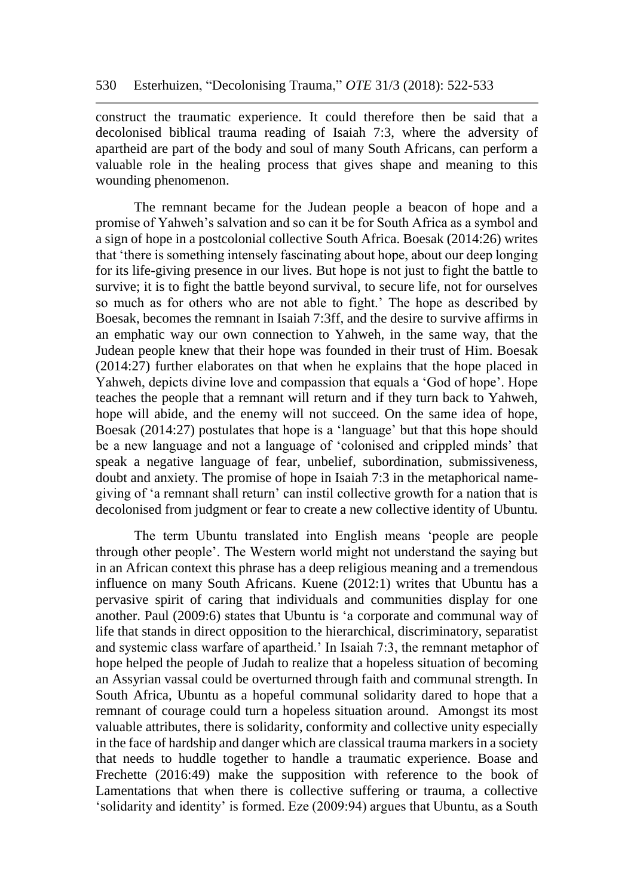construct the traumatic experience. It could therefore then be said that a decolonised biblical trauma reading of Isaiah 7:3, where the adversity of apartheid are part of the body and soul of many South Africans, can perform a valuable role in the healing process that gives shape and meaning to this wounding phenomenon.

The remnant became for the Judean people a beacon of hope and a promise of Yahweh's salvation and so can it be for South Africa as a symbol and a sign of hope in a postcolonial collective South Africa. Boesak (2014:26) writes that 'there is something intensely fascinating about hope, about our deep longing for its life-giving presence in our lives. But hope is not just to fight the battle to survive; it is to fight the battle beyond survival, to secure life, not for ourselves so much as for others who are not able to fight.' The hope as described by Boesak, becomes the remnant in Isaiah 7:3ff, and the desire to survive affirms in an emphatic way our own connection to Yahweh, in the same way, that the Judean people knew that their hope was founded in their trust of Him. Boesak (2014:27) further elaborates on that when he explains that the hope placed in Yahweh, depicts divine love and compassion that equals a 'God of hope'. Hope teaches the people that a remnant will return and if they turn back to Yahweh, hope will abide, and the enemy will not succeed. On the same idea of hope, Boesak (2014:27) postulates that hope is a 'language' but that this hope should be a new language and not a language of 'colonised and crippled minds' that speak a negative language of fear, unbelief, subordination, submissiveness, doubt and anxiety. The promise of hope in Isaiah 7:3 in the metaphorical name-giving of 'a remnant shall return' can instil collective growth for a nation that is decolonised from judgment or fear to create a new collective identity of Ubuntu.

The term Ubuntu translated into English means 'people are people through other people'. The Western world might not understand the saying but in an African context this phrase has a deep religious meaning and a tremendous influence on many South Africans. Kuene (2012:1) writes that Ubuntu has a pervasive spirit of caring that individuals and communities display for one another. Paul (2009:6) states that Ubuntu is 'a corporate and communal way of life that stands in direct opposition to the hierarchical, discriminatory, separatist and systemic class warfare of apartheid.' In Isaiah 7:3, the remnant metaphor of hope helped the people of Judah to realize that a hopeless situation of becoming an Assyrian vassal could be overturned through faith and communal strength. In South Africa, Ubuntu as a hopeful communal solidarity dared to hope that a remnant of courage could turn a hopeless situation around. Amongst its most valuable attributes, there is solidarity, conformity and collective unity especially in the face of hardship and danger which are classical trauma markers in a society that needs to huddle together to handle a traumatic experience. Boase and Frechette (2016:49) make the supposition with reference to the book of Lamentations that when there is collective suffering or trauma, a collective 'solidarity and identity' is formed. Eze (2009:94) argues that Ubuntu, as a South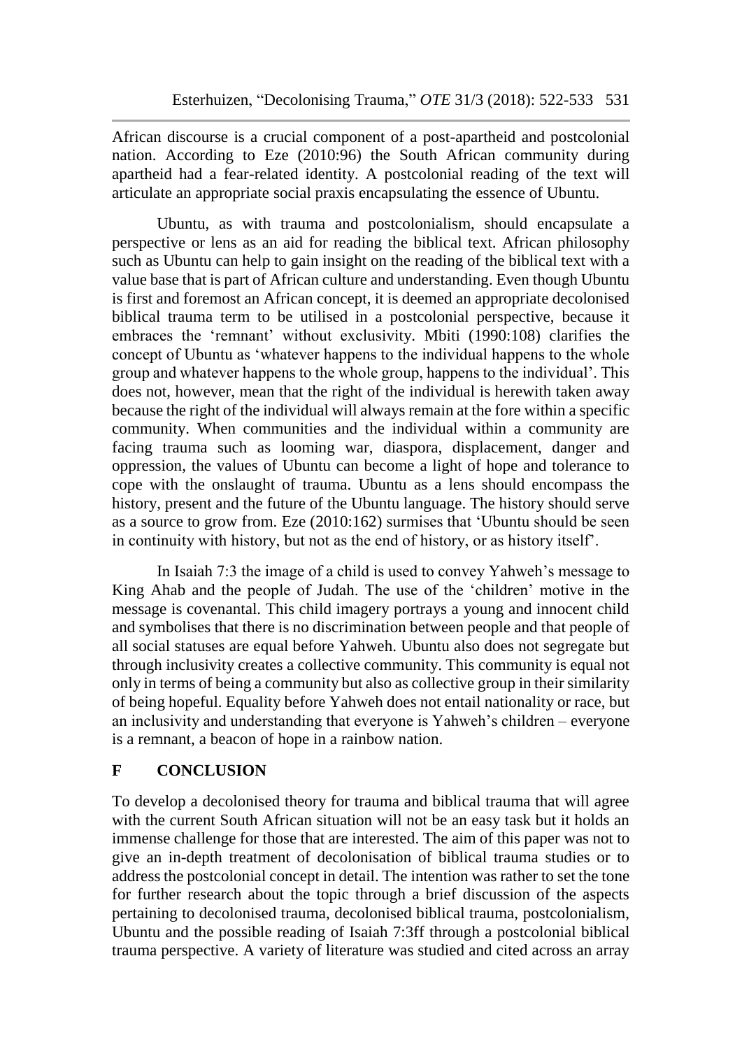African discourse is a crucial component of a post-apartheid and postcolonial nation. According to Eze (2010:96) the South African community during apartheid had a fear-related identity. A postcolonial reading of the text will articulate an appropriate social praxis encapsulating the essence of Ubuntu.

Ubuntu, as with trauma and postcolonialism, should encapsulate a perspective or lens as an aid for reading the biblical text. African philosophy such as Ubuntu can help to gain insight on the reading of the biblical text with a value base that is part of African culture and understanding. Even though Ubuntu is first and foremost an African concept, it is deemed an appropriate decolonised biblical trauma term to be utilised in a postcolonial perspective, because it embraces the 'remnant' without exclusivity. Mbiti (1990:108) clarifies the concept of Ubuntu as 'whatever happens to the individual happens to the whole group and whatever happens to the whole group, happens to the individual'. This does not, however, mean that the right of the individual is herewith taken away because the right of the individual will always remain at the fore within a specific community. When communities and the individual within a community are facing trauma such as looming war, diaspora, displacement, danger and oppression, the values of Ubuntu can become a light of hope and tolerance to cope with the onslaught of trauma. Ubuntu as a lens should encompass the history, present and the future of the Ubuntu language. The history should serve as a source to grow from. Eze (2010:162) surmises that 'Ubuntu should be seen in continuity with history, but not as the end of history, or as history itself'.

In Isaiah 7:3 the image of a child is used to convey Yahweh's message to King Ahab and the people of Judah. The use of the 'children' motive in the message is covenantal. This child imagery portrays a young and innocent child and symbolises that there is no discrimination between people and that people of all social statuses are equal before Yahweh. Ubuntu also does not segregate but through inclusivity creates a collective community. This community is equal not only in terms of being a community but also as collective group in their similarity of being hopeful. Equality before Yahweh does not entail nationality or race, but an inclusivity and understanding that everyone is Yahweh's children – everyone is a remnant, a beacon of hope in a rainbow nation.

## F CONCLUSION

To develop a decolonised theory for trauma and biblical trauma that will agree with the current South African situation will not be an easy task but it holds an immense challenge for those that are interested. The aim of this paper was not to give an in-depth treatment of decolonisation of biblical trauma studies or to address the postcolonial concept in detail. The intention was rather to set the tone for further research about the topic through a brief discussion of the aspects pertaining to decolonised trauma, decolonised biblical trauma, postcolonialism, Ubuntu and the possible reading of Isaiah 7:3ff through a postcolonial biblical trauma perspective. A variety of literature was studied and cited across an array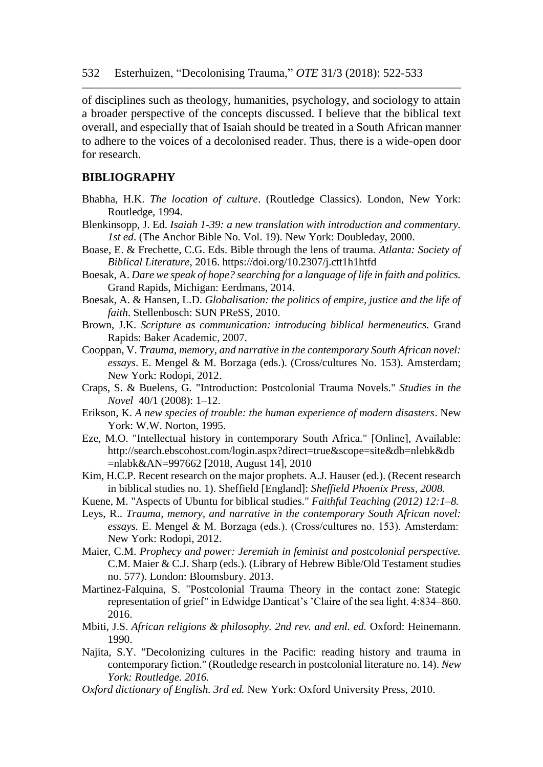of disciplines such as theology, humanities, psychology, and sociology to attain a broader perspective of the concepts discussed. I believe that the biblical text overall, and especially that of Isaiah should be treated in a South African manner to adhere to the voices of a decolonised reader. Thus, there is a wide-open door for research.

## BIBLIOGRAPHY

Bhabha, H.K. *The location of culture*. (Routledge Classics). London, New York: Routledge, 1994.

Blenkinsopp, J. Ed. *Isaiah 1-39: a new translation with introduction and commentary. 1st ed*. (The Anchor Bible No. Vol. 19). New York: Doubleday, 2000.

Boase, E. & Frechette, C.G. Eds. Bible through the lens of trauma. *Atlanta: Society of Biblical Literature*, 2016. https://doi.org/10.2307/j.ctt1h1htfd

Boesak, A. *Dare we speak of hope? searching for a language of life in faith and politics.* Grand Rapids, Michigan: Eerdmans, 2014.

Boesak, A. & Hansen, L.D. *Globalisation: the politics of empire, justice and the life of faith.* Stellenbosch: SUN PReSS, 2010.

Brown, J.K. *Scripture as communication: introducing biblical hermeneutics.* Grand Rapids: Baker Academic, 2007.

Cooppan, V. *Trauma, memory, and narrative in the contemporary South African novel: essays*. E. Mengel & M. Borzaga (eds.). (Cross/cultures No. 153). Amsterdam; New York: Rodopi, 2012.

Craps, S. & Buelens, G. "Introduction: Postcolonial Trauma Novels." *Studies in the Novel* 40/1 (2008): 1–12.

Erikson, K. *A new species of trouble: the human experience of modern disasters*. New York: W.W. Norton, 1995.

Eze, M.O. "Intellectual history in contemporary South Africa." [Online], Available: http://search.ebscohost.com/login.aspx?direct=true&scope=site&db=nlebk&db=nlabk&AN=997662 [2018, August 14], 2010

Kim, H.C.P. Recent research on the major prophets. A.J. Hauser (ed.). (Recent research in biblical studies no. 1). Sheffield [England]: *Sheffield Phoenix Press, 2008.*

Kuene, M. "Aspects of Ubuntu for biblical studies." *Faithful Teaching (2012) 12:1–8.*

Leys, R.. *Trauma, memory, and narrative in the contemporary South African novel: essays.* E. Mengel & M. Borzaga (eds.). (Cross/cultures no. 153). Amsterdam: New York: Rodopi, 2012.

Maier, C.M. *Prophecy and power: Jeremiah in feminist and postcolonial perspective.* C.M. Maier & C.J. Sharp (eds.). (Library of Hebrew Bible/Old Testament studies no. 577). London: Bloomsbury. 2013.

Martinez-Falquina, S. "Postcolonial Trauma Theory in the contact zone: Stategic representation of grief" in Edwidge Danticat's 'Claire of the sea light. 4:834–860. 2016.

Mbiti, J.S. *African religions & philosophy. 2nd rev. and enl. ed.* Oxford: Heinemann. 1990.

Najita, S.Y. "Decolonizing cultures in the Pacific: reading history and trauma in contemporary fiction." (Routledge research in postcolonial literature no. 14). *New York: Routledge. 2016.*

*Oxford dictionary of English. 3rd ed.* New York: Oxford University Press, 2010.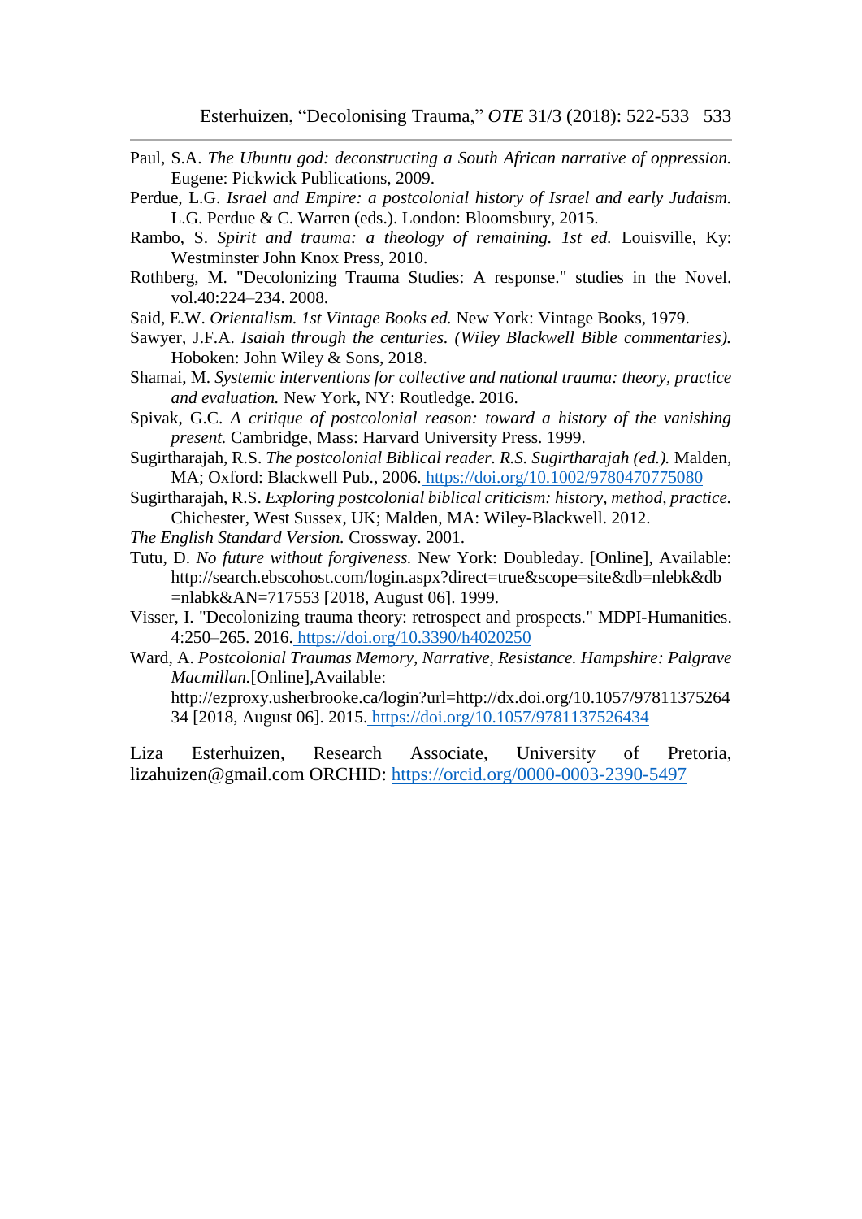Paul, S.A. *The Ubuntu god: deconstructing a South African narrative of oppression.* Eugene: Pickwick Publications, 2009.

Perdue, L.G. *Israel and Empire: a postcolonial history of Israel and early Judaism.* L.G. Perdue & C. Warren (eds.). London: Bloomsbury, 2015.

Rambo, S. *Spirit and trauma: a theology of remaining. 1st ed.* Louisville, Ky: Westminster John Knox Press, 2010.

Rothberg, M. "Decolonizing Trauma Studies: A response." studies in the Novel. vol.40:224–234. 2008.

Said, E.W. *Orientalism. 1st Vintage Books ed.* New York: Vintage Books, 1979.

Sawyer, J.F.A. *Isaiah through the centuries. (Wiley Blackwell Bible commentaries).* Hoboken: John Wiley & Sons, 2018.

Shamai, M. *Systemic interventions for collective and national trauma: theory, practice and evaluation.* New York, NY: Routledge. 2016.

Spivak, G.C. *A critique of postcolonial reason: toward a history of the vanishing present.* Cambridge, Mass: Harvard University Press. 1999.

Sugirtharajah, R.S. *The postcolonial Biblical reader. R.S. Sugirtharajah (ed.).* Malden, MA; Oxford: Blackwell Pub., 2006. https://doi.org/10.1002/9780470775080

Sugirtharajah, R.S. *Exploring postcolonial biblical criticism: history, method, practice.* Chichester, West Sussex, UK; Malden, MA: Wiley-Blackwell. 2012.

*The English Standard Version.* Crossway. 2001.

Tutu, D. *No future without forgiveness.* New York: Doubleday. [Online], Available: http://search.ebscohost.com/login.aspx?direct=true&scope=site&db=nlebk&db=nlabk&AN=717553 [2018, August 06]. 1999.

Visser, I. "Decolonizing trauma theory: retrospect and prospects." MDPI-Humanities. 4:250–265. 2016. https://doi.org/10.3390/h4020250

Ward, A. *Postcolonial Traumas Memory, Narrative, Resistance. Hampshire: Palgrave Macmillan.*[Online],Available: http://ezproxy.usherbrooke.ca/login?url=http://dx.doi.org/10.1057/9781137526434 [2018, August 06]. 2015. https://doi.org/10.1057/9781137526434

Liza Esterhuizen, Research Associate, University of Pretoria, lizahuizen@gmail.com ORCHID: https://orcid.org/0000-0003-2390-5497